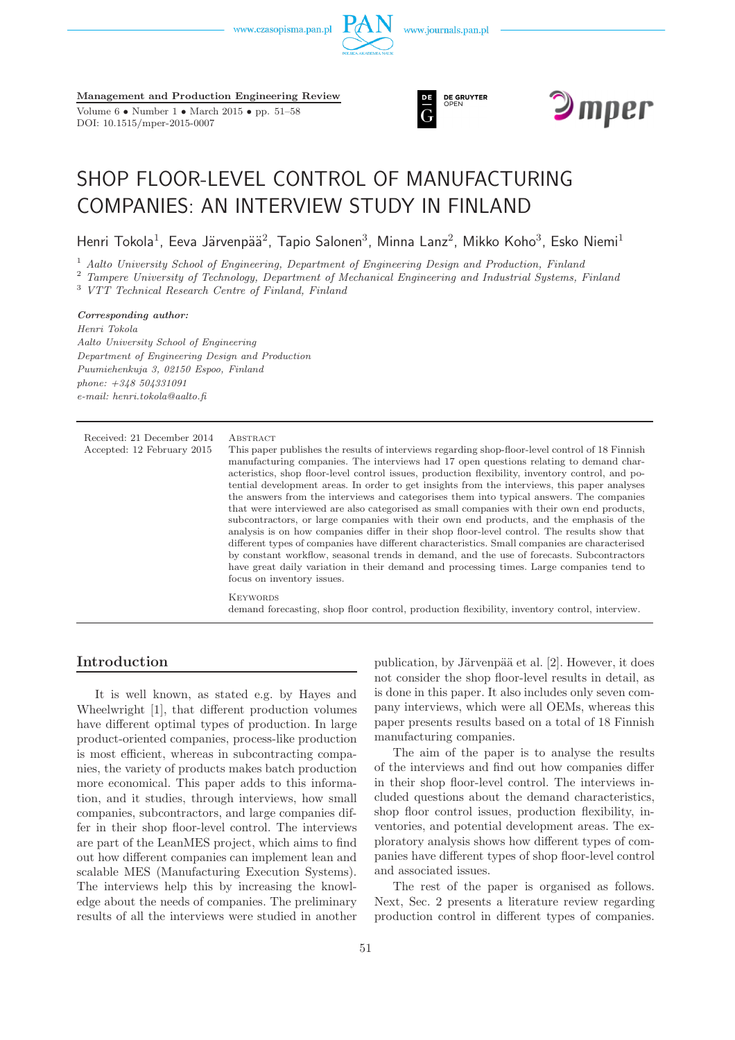Management and Production Engineering Review

Volume 6 • Number 1 • March 2015 • pp. 51–58

DOI: 10.1515/mper-2015-0007

# SHOP FLOOR-LEVEL CONTROL OF MANUFACTURING COMPANIES: AN INTERVIEW STUDY IN FINLAND

Henri Tokola[1], Eeva Järvenpää[2], Tapio Salonen[3], Minna Lanz[2], Mikko Koho[3], Esko Niemi[1]

[1] *Aalto University School of Engineering, Department of Engineering Design and Production, Finland*
[2] *Tampere University of Technology, Department of Mechanical Engineering and Industrial Systems, Finland*
[3] *VTT Technical Research Centre of Finland, Finland*

***Corresponding author:***
*Henri Tokola*
*Aalto University School of Engineering*
*Department of Engineering Design and Production*
*Puumiehenkuja 3, 02150 Espoo, Finland*
*phone: +348 504331091*
*e-mail: henri.tokola@aalto.fi*

Received: 21 December 2014
Accepted: 12 February 2015

Abstract

This paper publishes the results of interviews regarding shop-floor-level control of 18 Finnish manufacturing companies. The interviews had 17 open questions relating to demand characteristics, shop floor-level control issues, production flexibility, inventory control, and potential development areas. In order to get insights from the interviews, this paper analyses the answers from the interviews and categorises them into typical answers. The companies that were interviewed are also categorised as small companies with their own end products, subcontractors, or large companies with their own end products, and the emphasis of the analysis is on how companies differ in their shop floor-level control. The results show that different types of companies have different characteristics. Small companies are characterised by constant workflow, seasonal trends in demand, and the use of forecasts. Subcontractors have great daily variation in their demand and processing times. Large companies tend to focus on inventory issues.

Keywords

demand forecasting, shop floor control, production flexibility, inventory control, interview.

## Introduction

It is well known, as stated e.g. by Hayes and Wheelwright [1], that different production volumes have different optimal types of production. In large product-oriented companies, process-like production is most efficient, whereas in subcontracting companies, the variety of products makes batch production more economical. This paper adds to this information, and it studies, through interviews, how small companies, subcontractors, and large companies differ in their shop floor-level control. The interviews are part of the LeanMES project, which aims to find out how different companies can implement lean and scalable MES (Manufacturing Execution Systems). The interviews help this by increasing the knowledge about the needs of companies. The preliminary results of all the interviews were studied in another publication, by Järvenpää et al. [2]. However, it does not consider the shop floor-level results in detail, as is done in this paper. It also includes only seven company interviews, which were all OEMs, whereas this paper presents results based on a total of 18 Finnish manufacturing companies.

The aim of the paper is to analyse the results of the interviews and find out how companies differ in their shop floor-level control. The interviews included questions about the demand characteristics, shop floor control issues, production flexibility, inventories, and potential development areas. The exploratory analysis shows how different types of companies have different types of shop floor-level control and associated issues.

The rest of the paper is organised as follows. Next, Sec. 2 presents a literature review regarding production control in different types of companies.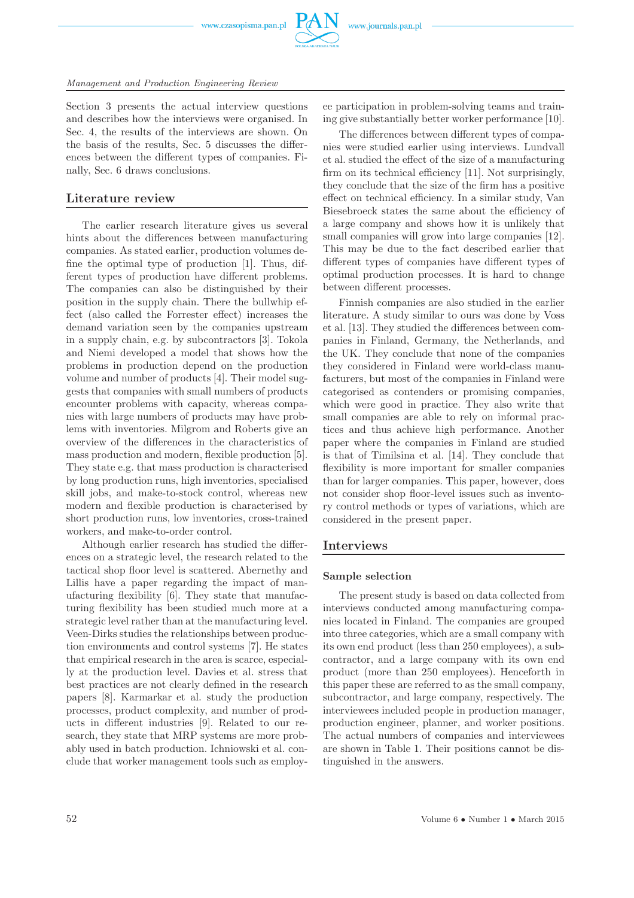Section 3 presents the actual interview questions and describes how the interviews were organised. In Sec. 4, the results of the interviews are shown. On the basis of the results, Sec. 5 discusses the differences between the different types of companies. Finally, Sec. 6 draws conclusions.

## Literature review

The earlier research literature gives us several hints about the differences between manufacturing companies. As stated earlier, production volumes define the optimal type of production [1]. Thus, different types of production have different problems. The companies can also be distinguished by their position in the supply chain. There the bullwhip effect (also called the Forrester effect) increases the demand variation seen by the companies upstream in a supply chain, e.g. by subcontractors [3]. Tokola and Niemi developed a model that shows how the problems in production depend on the production volume and number of products [4]. Their model suggests that companies with small numbers of products encounter problems with capacity, whereas companies with large numbers of products may have problems with inventories. Milgrom and Roberts give an overview of the differences in the characteristics of mass production and modern, flexible production [5]. They state e.g. that mass production is characterised by long production runs, high inventories, specialised skill jobs, and make-to-stock control, whereas new modern and flexible production is characterised by short production runs, low inventories, cross-trained workers, and make-to-order control.

Although earlier research has studied the differences on a strategic level, the research related to the tactical shop floor level is scattered. Abernethy and Lillis have a paper regarding the impact of manufacturing flexibility [6]. They state that manufacturing flexibility has been studied much more at a strategic level rather than at the manufacturing level. Veen-Dirks studies the relationships between production environments and control systems [7]. He states that empirical research in the area is scarce, especially at the production level. Davies et al. stress that best practices are not clearly defined in the research papers [8]. Karmarkar et al. study the production processes, product complexity, and number of products in different industries [9]. Related to our research, they state that MRP systems are more probably used in batch production. Ichniowski et al. conclude that worker management tools such as employee participation in problem-solving teams and training give substantially better worker performance [10].

The differences between different types of companies were studied earlier using interviews. Lundvall et al. studied the effect of the size of a manufacturing firm on its technical efficiency [11]. Not surprisingly, they conclude that the size of the firm has a positive effect on technical efficiency. In a similar study, Van Biesebroeck states the same about the efficiency of a large company and shows how it is unlikely that small companies will grow into large companies [12]. This may be due to the fact described earlier that different types of companies have different types of optimal production processes. It is hard to change between different processes.

Finnish companies are also studied in the earlier literature. A study similar to ours was done by Voss et al. [13]. They studied the differences between companies in Finland, Germany, the Netherlands, and the UK. They conclude that none of the companies they considered in Finland were world-class manufacturers, but most of the companies in Finland were categorised as contenders or promising companies, which were good in practice. They also write that small companies are able to rely on informal practices and thus achieve high performance. Another paper where the companies in Finland are studied is that of Timilsina et al. [14]. They conclude that flexibility is more important for smaller companies than for larger companies. This paper, however, does not consider shop floor-level issues such as inventory control methods or types of variations, which are considered in the present paper.

## Interviews

### Sample selection

The present study is based on data collected from interviews conducted among manufacturing companies located in Finland. The companies are grouped into three categories, which are a small company with its own end product (less than 250 employees), a subcontractor, and a large company with its own end product (more than 250 employees). Henceforth in this paper these are referred to as the small company, subcontractor, and large company, respectively. The interviewees included people in production manager, production engineer, planner, and worker positions. The actual numbers of companies and interviewees are shown in Table 1. Their positions cannot be distinguished in the answers.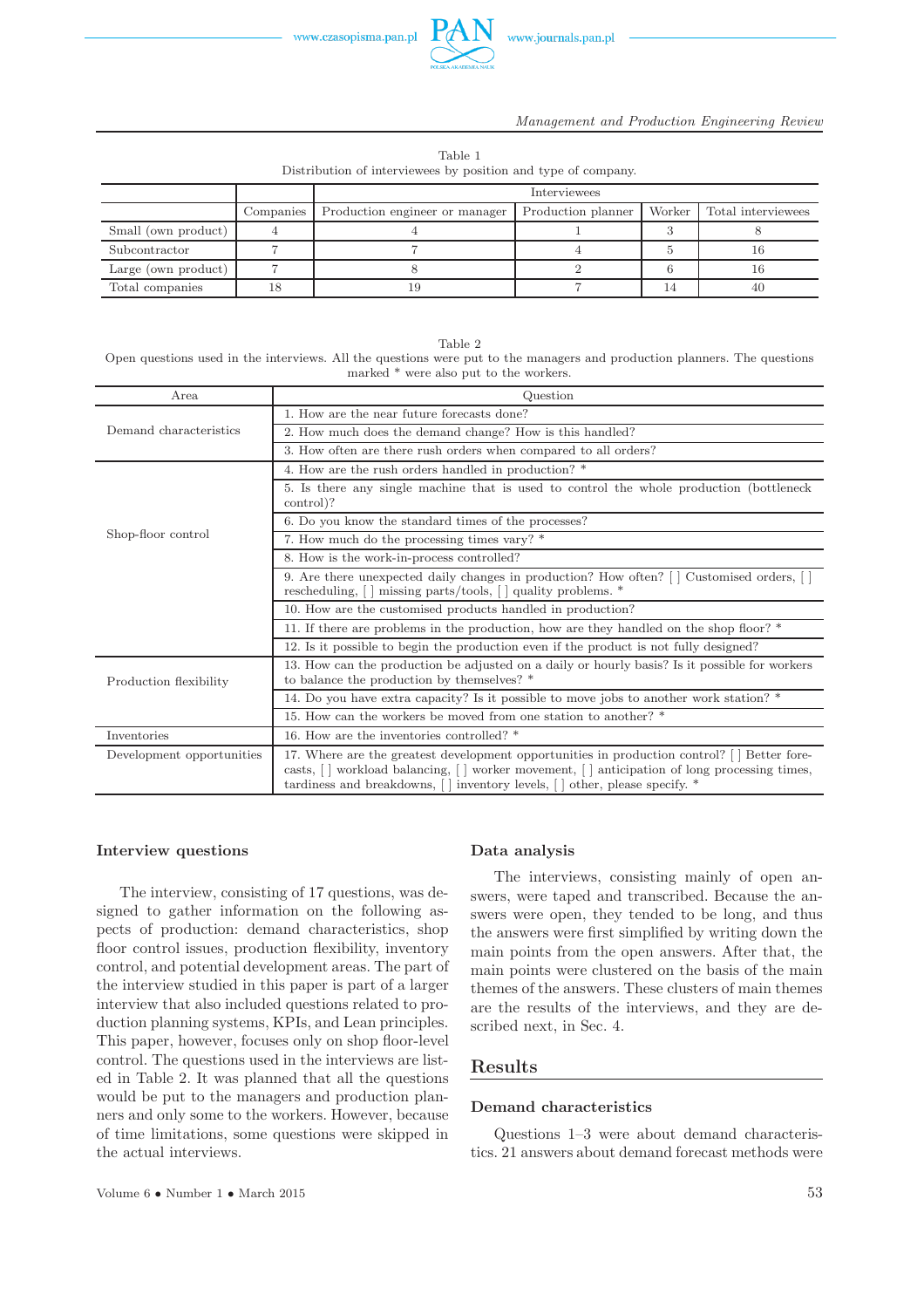Table 1
Distribution of interviewees by position and type of company.

| | Companies | Interviewees | | | |
|---|---|---|---|---|---|
| | | Production engineer or manager | Production planner | Worker | Total interviewees |
| Small (own product) | 4 | 4 | 1 | 3 | 8 |
| Subcontractor | 7 | 7 | 4 | 5 | 16 |
| Large (own product) | 7 | 8 | 2 | 6 | 16 |
| Total companies | 18 | 19 | 7 | 14 | 40 |

Table 2
Open questions used in the interviews. All the questions were put to the managers and production planners. The questions marked * were also put to the workers.

| Area | Question |
|---|---|
| Demand characteristics | 1. How are the near future forecasts done? |
| | 2. How much does the demand change? How is this handled? |
| | 3. How often are there rush orders when compared to all orders? |
| Shop-floor control | 4. How are the rush orders handled in production? * |
| | 5. Is there any single machine that is used to control the whole production (bottleneck control)? |
| | 6. Do you know the standard times of the processes? |
| | 7. How much do the processing times vary? * |
| | 8. How is the work-in-process controlled? |
| | 9. Are there unexpected daily changes in production? How often? [ ] Customised orders, [ ] rescheduling, [ ] missing parts/tools, [ ] quality problems. * |
| | 10. How are the customised products handled in production? |
| | 11. If there are problems in the production, how are they handled on the shop floor? * |
| | 12. Is it possible to begin the production even if the product is not fully designed? |
| Production flexibility | 13. How can the production be adjusted on a daily or hourly basis? Is it possible for workers to balance the production by themselves? * |
| | 14. Do you have extra capacity? Is it possible to move jobs to another work station? * |
| | 15. How can the workers be moved from one station to another? * |
| Inventories | 16. How are the inventories controlled? * |
| Development opportunities | 17. Where are the greatest development opportunities in production control? [ ] Better forecasts, [ ] workload balancing, [ ] worker movement, [ ] anticipation of long processing times, tardiness and breakdowns, [ ] inventory levels, [ ] other, please specify. * |

### Interview questions

The interview, consisting of 17 questions, was designed to gather information on the following aspects of production: demand characteristics, shop floor control issues, production flexibility, inventory control, and potential development areas. The part of the interview studied in this paper is part of a larger interview that also included questions related to production planning systems, KPIs, and Lean principles. This paper, however, focuses only on shop floor-level control. The questions used in the interviews are listed in Table 2. It was planned that all the questions would be put to the managers and production planners and only some to the workers. However, because of time limitations, some questions were skipped in the actual interviews.

### Data analysis

The interviews, consisting mainly of open answers, were taped and transcribed. Because the answers were open, they tended to be long, and thus the answers were first simplified by writing down the main points from the open answers. After that, the main points were clustered on the basis of the main themes of the answers. These clusters of main themes are the results of the interviews, and they are described next, in Sec. 4.

## Results

### Demand characteristics

Questions 1–3 were about demand characteristics. 21 answers about demand forecast methods were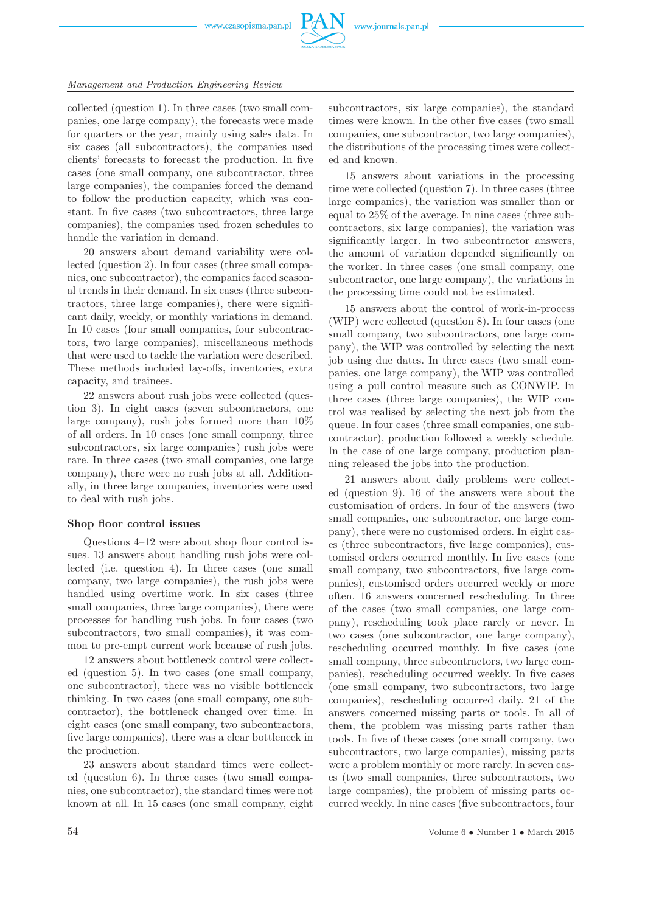collected (question 1). In three cases (two small companies, one large company), the forecasts were made for quarters or the year, mainly using sales data. In six cases (all subcontractors), the companies used clients' forecasts to forecast the production. In five cases (one small company, one subcontractor, three large companies), the companies forced the demand to follow the production capacity, which was constant. In five cases (two subcontractors, three large companies), the companies used frozen schedules to handle the variation in demand.

20 answers about demand variability were collected (question 2). In four cases (three small companies, one subcontractor), the companies faced seasonal trends in their demand. In six cases (three subcontractors, three large companies), there were significant daily, weekly, or monthly variations in demand. In 10 cases (four small companies, four subcontractors, two large companies), miscellaneous methods that were used to tackle the variation were described. These methods included lay-offs, inventories, extra capacity, and trainees.

22 answers about rush jobs were collected (question 3). In eight cases (seven subcontractors, one large company), rush jobs formed more than 10% of all orders. In 10 cases (one small company, three subcontractors, six large companies) rush jobs were rare. In three cases (two small companies, one large company), there were no rush jobs at all. Additionally, in three large companies, inventories were used to deal with rush jobs.

### Shop floor control issues

Questions 4–12 were about shop floor control issues. 13 answers about handling rush jobs were collected (i.e. question 4). In three cases (one small company, two large companies), the rush jobs were handled using overtime work. In six cases (three small companies, three large companies), there were processes for handling rush jobs. In four cases (two subcontractors, two small companies), it was common to pre-empt current work because of rush jobs.

12 answers about bottleneck control were collected (question 5). In two cases (one small company, one subcontractor), there was no visible bottleneck thinking. In two cases (one small company, one subcontractor), the bottleneck changed over time. In eight cases (one small company, two subcontractors, five large companies), there was a clear bottleneck in the production.

23 answers about standard times were collected (question 6). In three cases (two small companies, one subcontractor), the standard times were not known at all. In 15 cases (one small company, eight subcontractors, six large companies), the standard times were known. In the other five cases (two small companies, one subcontractor, two large companies), the distributions of the processing times were collected and known.

15 answers about variations in the processing time were collected (question 7). In three cases (three large companies), the variation was smaller than or equal to 25% of the average. In nine cases (three subcontractors, six large companies), the variation was significantly larger. In two subcontractor answers, the amount of variation depended significantly on the worker. In three cases (one small company, one subcontractor, one large company), the variations in the processing time could not be estimated.

15 answers about the control of work-in-process (WIP) were collected (question 8). In four cases (one small company, two subcontractors, one large company), the WIP was controlled by selecting the next job using due dates. In three cases (two small companies, one large company), the WIP was controlled using a pull control measure such as CONWIP. In three cases (three large companies), the WIP control was realised by selecting the next job from the queue. In four cases (three small companies, one subcontractor), production followed a weekly schedule. In the case of one large company, production planning released the jobs into the production.

21 answers about daily problems were collected (question 9). 16 of the answers were about the customisation of orders. In four of the answers (two small companies, one subcontractor, one large company), there were no customised orders. In eight cases (three subcontractors, five large companies), customised orders occurred monthly. In five cases (one small company, two subcontractors, five large companies), customised orders occurred weekly or more often. 16 answers concerned rescheduling. In three of the cases (two small companies, one large company), rescheduling took place rarely or never. In two cases (one subcontractor, one large company), rescheduling occurred monthly. In five cases (one small company, three subcontractors, two large companies), rescheduling occurred weekly. In five cases (one small company, two subcontractors, two large companies), rescheduling occurred daily. 21 of the answers concerned missing parts or tools. In all of them, the problem was missing parts rather than tools. In five of these cases (one small company, two subcontractors, two large companies), missing parts were a problem monthly or more rarely. In seven cases (two small companies, three subcontractors, two large companies), the problem of missing parts occurred weekly. In nine cases (five subcontractors, four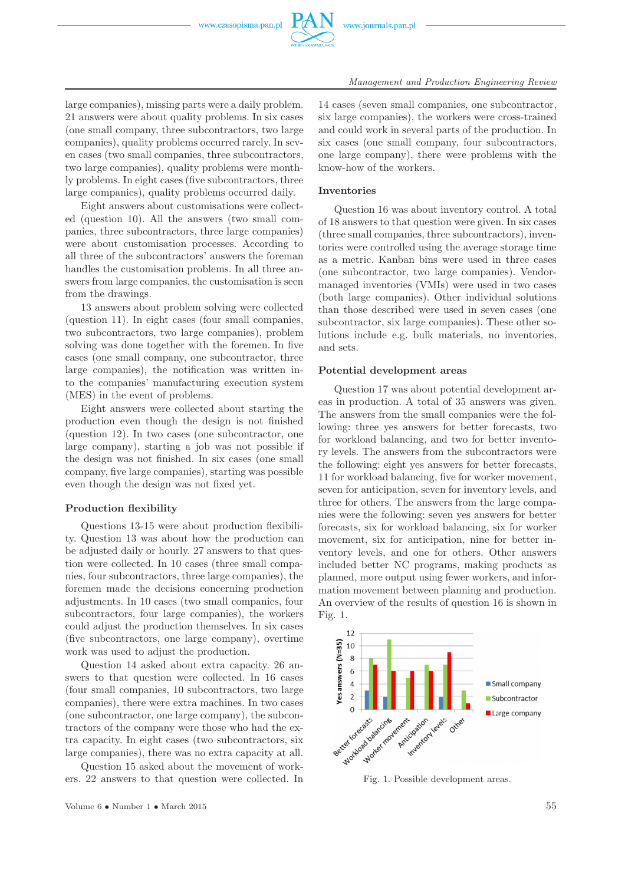large companies), missing parts were a daily problem. 21 answers were about quality problems. In six cases (one small company, three subcontractors, two large companies), quality problems occurred rarely. In seven cases (two small companies, three subcontractors, two large companies), quality problems were monthly problems. In eight cases (five subcontractors, three large companies), quality problems occurred daily.

Eight answers about customisations were collected (question 10). All the answers (two small companies, three subcontractors, three large companies) were about customisation processes. According to all three of the subcontractors' answers the foreman handles the customisation problems. In all three answers from large companies, the customisation is seen from the drawings.

13 answers about problem solving were collected (question 11). In eight cases (four small companies, two subcontractors, two large companies), problem solving was done together with the foremen. In five cases (one small company, one subcontractor, three large companies), the notification was written into the companies' manufacturing execution system (MES) in the event of problems.

Eight answers were collected about starting the production even though the design is not finished (question 12). In two cases (one subcontractor, one large company), starting a job was not possible if the design was not finished. In six cases (one small company, five large companies), starting was possible even though the design was not fixed yet.

### Production flexibility

Questions 13-15 were about production flexibility. Question 13 was about how the production can be adjusted daily or hourly. 27 answers to that question were collected. In 10 cases (three small companies, four subcontractors, three large companies), the foremen made the decisions concerning production adjustments. In 10 cases (two small companies, four subcontractors, four large companies), the workers could adjust the production themselves. In six cases (five subcontractors, one large company), overtime work was used to adjust the production.

Question 14 asked about extra capacity. 26 answers to that question were collected. In 16 cases (four small companies, 10 subcontractors, two large companies), there were extra machines. In two cases (one subcontractor, one large company), the subcontractors of the company were those who had the extra capacity. In eight cases (two subcontractors, six large companies), there was no extra capacity at all.

Question 15 asked about the movement of workers. 22 answers to that question were collected. In 14 cases (seven small companies, one subcontractor, six large companies), the workers were cross-trained and could work in several parts of the production. In six cases (one small company, four subcontractors, one large company), there were problems with the know-how of the workers.

### Inventories

Question 16 was about inventory control. A total of 18 answers to that question were given. In six cases (three small companies, three subcontractors), inventories were controlled using the average storage time as a metric. Kanban bins were used in three cases (one subcontractor, two large companies). Vendor-managed inventories (VMIs) were used in two cases (both large companies). Other individual solutions than those described were used in seven cases (one subcontractor, six large companies). These other solutions include e.g. bulk materials, no inventories, and sets.

### Potential development areas

Question 17 was about potential development areas in production. A total of 35 answers was given. The answers from the small companies were the following: three yes answers for better forecasts, two for workload balancing, and two for better inventory levels. The answers from the subcontractors were the following: eight yes answers for better forecasts, 11 for workload balancing, five for worker movement, seven for anticipation, seven for inventory levels, and three for others. The answers from the large companies were the following: seven yes answers for better forecasts, six for workload balancing, six for worker movement, six for anticipation, nine for better inventory levels, and one for others. Other answers included better NC programs, making products as planned, more output using fewer workers, and information movement between planning and production. An overview of the results of question 16 is shown in Fig. 1.

Fig. 1. Possible development areas.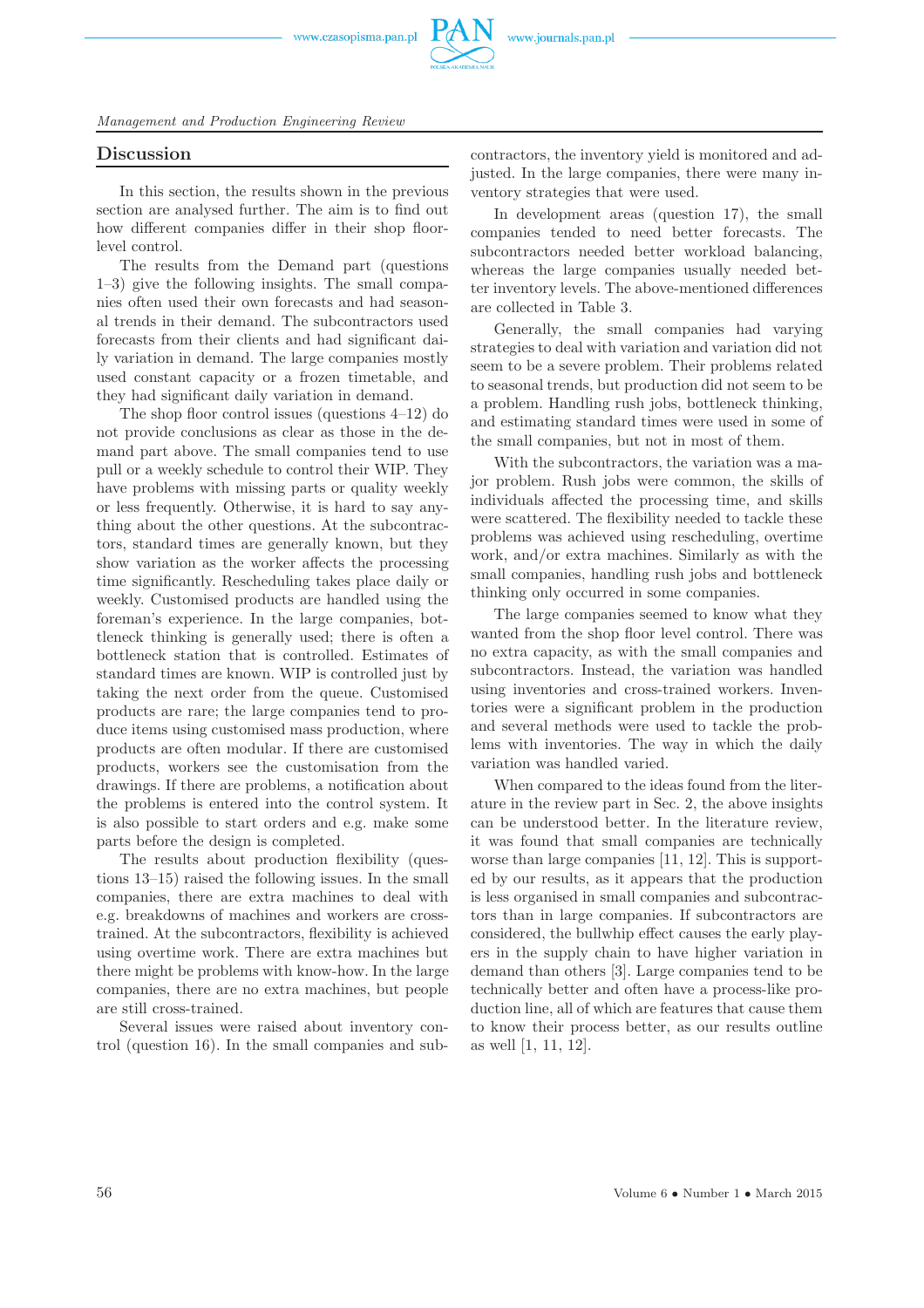## Discussion

In this section, the results shown in the previous section are analysed further. The aim is to find out how different companies differ in their shop floor-level control.

The results from the Demand part (questions 1–3) give the following insights. The small companies often used their own forecasts and had seasonal trends in their demand. The subcontractors used forecasts from their clients and had significant daily variation in demand. The large companies mostly used constant capacity or a frozen timetable, and they had significant daily variation in demand.

The shop floor control issues (questions 4–12) do not provide conclusions as clear as those in the demand part above. The small companies tend to use pull or a weekly schedule to control their WIP. They have problems with missing parts or quality weekly or less frequently. Otherwise, it is hard to say anything about the other questions. At the subcontractors, standard times are generally known, but they show variation as the worker affects the processing time significantly. Rescheduling takes place daily or weekly. Customised products are handled using the foreman's experience. In the large companies, bottleneck thinking is generally used; there is often a bottleneck station that is controlled. Estimates of standard times are known. WIP is controlled just by taking the next order from the queue. Customised products are rare; the large companies tend to produce items using customised mass production, where products are often modular. If there are customised products, workers see the customisation from the drawings. If there are problems, a notification about the problems is entered into the control system. It is also possible to start orders and e.g. make some parts before the design is completed.

The results about production flexibility (questions 13–15) raised the following issues. In the small companies, there are extra machines to deal with e.g. breakdowns of machines and workers are cross-trained. At the subcontractors, flexibility is achieved using overtime work. There are extra machines but there might be problems with know-how. In the large companies, there are no extra machines, but people are still cross-trained.

Several issues were raised about inventory control (question 16). In the small companies and subcontractors, the inventory yield is monitored and adjusted. In the large companies, there were many inventory strategies that were used.

In development areas (question 17), the small companies tended to need better forecasts. The subcontractors needed better workload balancing, whereas the large companies usually needed better inventory levels. The above-mentioned differences are collected in Table 3.

Generally, the small companies had varying strategies to deal with variation and variation did not seem to be a severe problem. Their problems related to seasonal trends, but production did not seem to be a problem. Handling rush jobs, bottleneck thinking, and estimating standard times were used in some of the small companies, but not in most of them.

With the subcontractors, the variation was a major problem. Rush jobs were common, the skills of individuals affected the processing time, and skills were scattered. The flexibility needed to tackle these problems was achieved using rescheduling, overtime work, and/or extra machines. Similarly as with the small companies, handling rush jobs and bottleneck thinking only occurred in some companies.

The large companies seemed to know what they wanted from the shop floor level control. There was no extra capacity, as with the small companies and subcontractors. Instead, the variation was handled using inventories and cross-trained workers. Inventories were a significant problem in the production and several methods were used to tackle the problems with inventories. The way in which the daily variation was handled varied.

When compared to the ideas found from the literature in the review part in Sec. 2, the above insights can be understood better. In the literature review, it was found that small companies are technically worse than large companies [11, 12]. This is supported by our results, as it appears that the production is less organised in small companies and subcontractors than in large companies. If subcontractors are considered, the bullwhip effect causes the early players in the supply chain to have higher variation in demand than others [3]. Large companies tend to be technically better and often have a process-like production line, all of which are features that cause them to know their process better, as our results outline as well [1, 11, 12].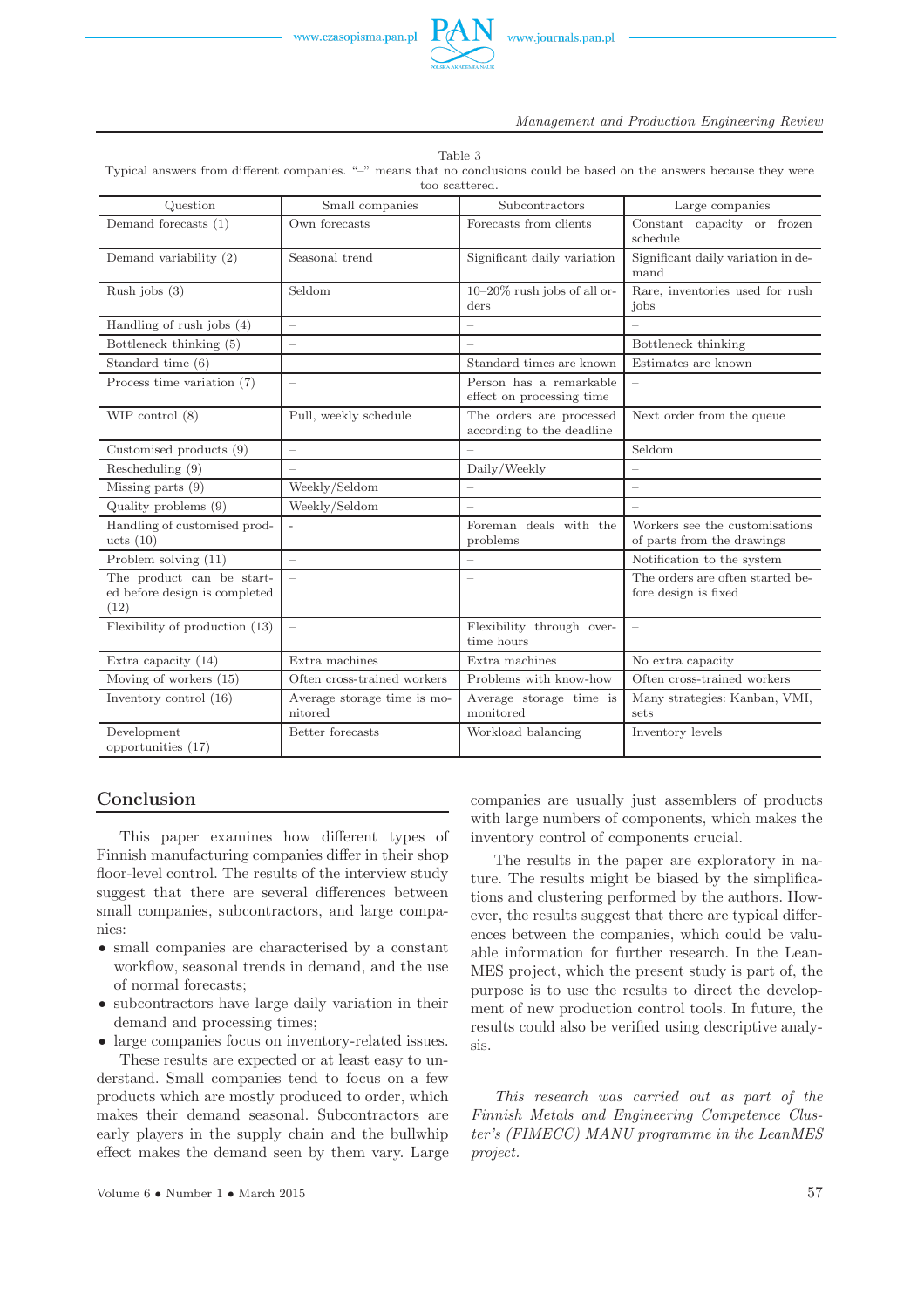Table 3
Typical answers from different companies. "–" means that no conclusions could be based on the answers because they were too scattered.

| Question | Small companies | Subcontractors | Large companies |
|---|---|---|---|
| Demand forecasts (1) | Own forecasts | Forecasts from clients | Constant capacity or frozen schedule |
| Demand variability (2) | Seasonal trend | Significant daily variation | Significant daily variation in demand |
| Rush jobs (3) | Seldom | 10–20% rush jobs of all orders | Rare, inventories used for rush jobs |
| Handling of rush jobs (4) | – | – | – |
| Bottleneck thinking (5) | – | – | Bottleneck thinking |
| Standard time (6) | – | Standard times are known | Estimates are known |
| Process time variation (7) | – | Person has a remarkable effect on processing time | – |
| WIP control (8) | Pull, weekly schedule | The orders are processed according to the deadline | Next order from the queue |
| Customised products (9) | – | – | Seldom |
| Rescheduling (9) | – | Daily/Weekly | – |
| Missing parts (9) | Weekly/Seldom | – | – |
| Quality problems (9) | Weekly/Seldom | – | – |
| Handling of customised products (10) | - | Foreman deals with the problems | Workers see the customisations of parts from the drawings |
| Problem solving (11) | – | – | Notification to the system |
| The product can be started before design is completed (12) | – | – | The orders are often started before design is fixed |
| Flexibility of production (13) | – | Flexibility through overtime hours | – |
| Extra capacity (14) | Extra machines | Extra machines | No extra capacity |
| Moving of workers (15) | Often cross-trained workers | Problems with know-how | Often cross-trained workers |
| Inventory control (16) | Average storage time is monitored | Average storage time is monitored | Many strategies: Kanban, VMI, sets |
| Development opportunities (17) | Better forecasts | Workload balancing | Inventory levels |

## Conclusion

This paper examines how different types of Finnish manufacturing companies differ in their shop floor-level control. The results of the interview study suggest that there are several differences between small companies, subcontractors, and large companies:

- small companies are characterised by a constant workflow, seasonal trends in demand, and the use of normal forecasts;
- subcontractors have large daily variation in their demand and processing times;
- large companies focus on inventory-related issues.

These results are expected or at least easy to understand. Small companies tend to focus on a few products which are mostly produced to order, which makes their demand seasonal. Subcontractors are early players in the supply chain and the bullwhip effect makes the demand seen by them vary. Large companies are usually just assemblers of products with large numbers of components, which makes the inventory control of components crucial.

The results in the paper are exploratory in nature. The results might be biased by the simplifications and clustering performed by the authors. However, the results suggest that there are typical differences between the companies, which could be valuable information for further research. In the LeanMES project, which the present study is part of, the purpose is to use the results to direct the development of new production control tools. In future, the results could also be verified using descriptive analysis.

*This research was carried out as part of the Finnish Metals and Engineering Competence Cluster's (FIMECC) MANU programme in the LeanMES project.*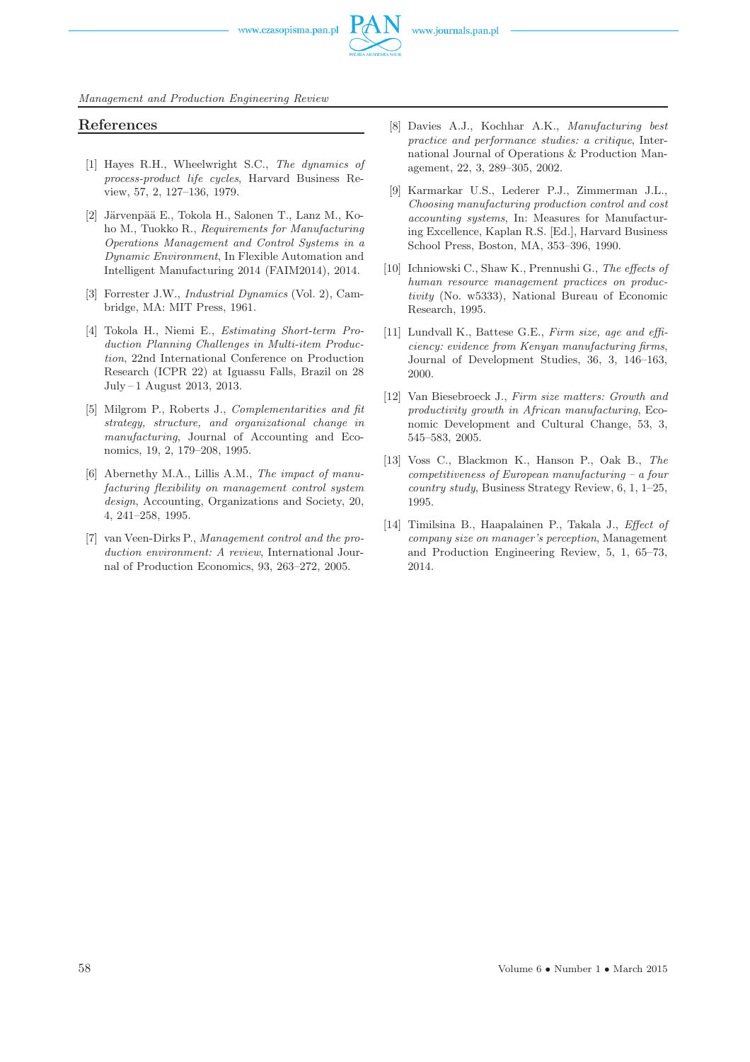## References

[1] Hayes R.H., Wheelwright S.C., *The dynamics of process-product life cycles*, Harvard Business Review, 57, 2, 127–136, 1979.

[2] Järvenpää E., Tokola H., Salonen T., Lanz M., Koho M., Tuokko R., *Requirements for Manufacturing Operations Management and Control Systems in a Dynamic Environment*, In Flexible Automation and Intelligent Manufacturing 2014 (FAIM2014), 2014.

[3] Forrester J.W., *Industrial Dynamics* (Vol. 2), Cambridge, MA: MIT Press, 1961.

[4] Tokola H., Niemi E., *Estimating Short-term Production Planning Challenges in Multi-item Production*, 22nd International Conference on Production Research (ICPR 22) at Iguassu Falls, Brazil on 28 July – 1 August 2013, 2013.

[5] Milgrom P., Roberts J., *Complementarities and fit strategy, structure, and organizational change in manufacturing*, Journal of Accounting and Economics, 19, 2, 179–208, 1995.

[6] Abernethy M.A., Lillis A.M., *The impact of manufacturing flexibility on management control system design*, Accounting, Organizations and Society, 20, 4, 241–258, 1995.

[7] van Veen-Dirks P., *Management control and the production environment: A review*, International Journal of Production Economics, 93, 263–272, 2005.

[8] Davies A.J., Kochhar A.K., *Manufacturing best practice and performance studies: a critique*, International Journal of Operations & Production Management, 22, 3, 289–305, 2002.

[9] Karmarkar U.S., Lederer P.J., Zimmerman J.L., *Choosing manufacturing production control and cost accounting systems*, In: Measures for Manufacturing Excellence, Kaplan R.S. [Ed.], Harvard Business School Press, Boston, MA, 353–396, 1990.

[10] Ichniowski C., Shaw K., Prennushi G., *The effects of human resource management practices on productivity* (No. w5333), National Bureau of Economic Research, 1995.

[11] Lundvall K., Battese G.E., *Firm size, age and efficiency: evidence from Kenyan manufacturing firms*, Journal of Development Studies, 36, 3, 146–163, 2000.

[12] Van Biesebroeck J., *Firm size matters: Growth and productivity growth in African manufacturing*, Economic Development and Cultural Change, 53, 3, 545–583, 2005.

[13] Voss C., Blackmon K., Hanson P., Oak B., *The competitiveness of European manufacturing – a four country study*, Business Strategy Review, 6, 1, 1–25, 1995.

[14] Timilsina B., Haapalainen P., Takala J., *Effect of company size on manager's perception*, Management and Production Engineering Review, 5, 1, 65–73, 2014.